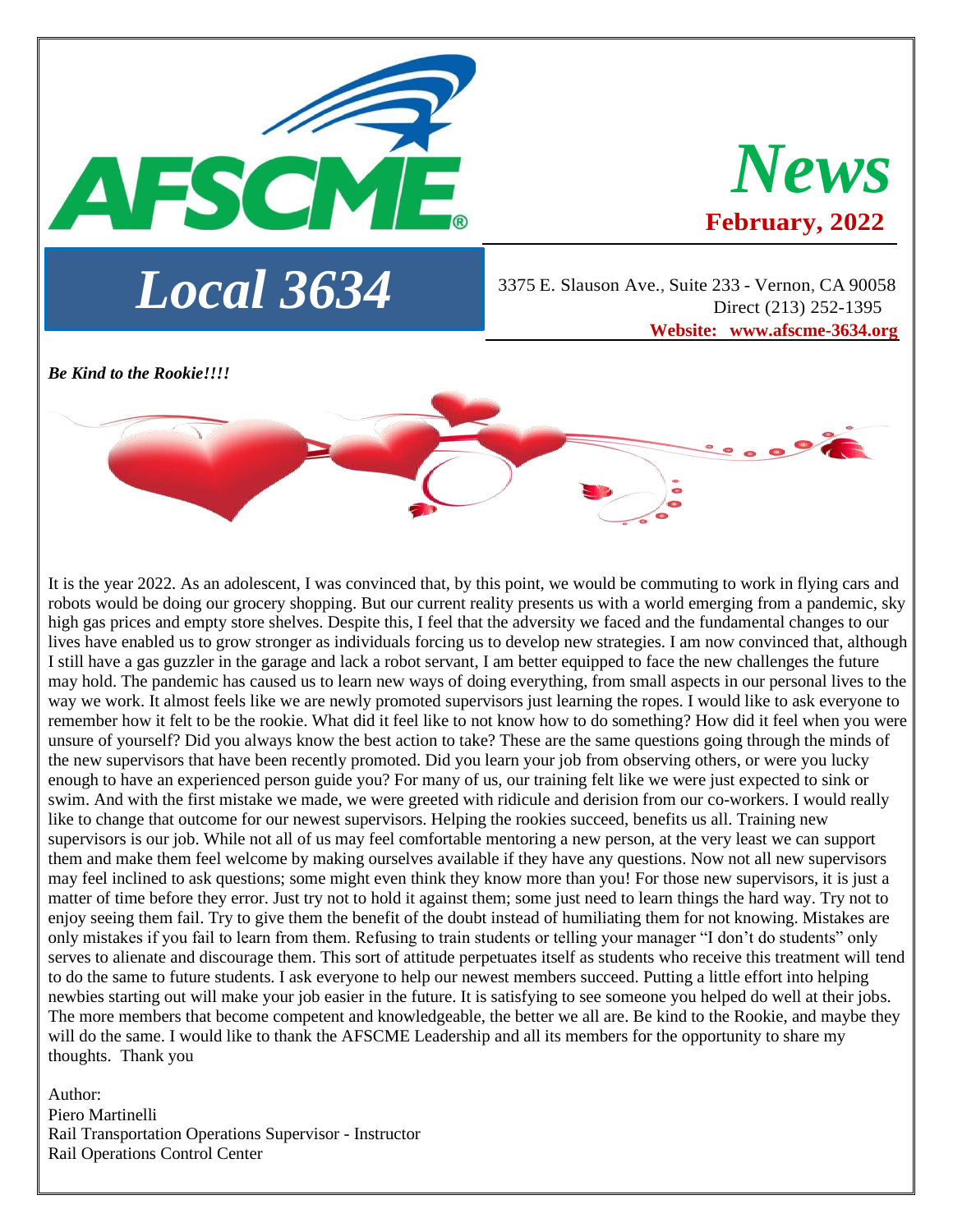# AFSCME

# *News*

**February, 2022**

# *Local 3634*

3375 E. Slauson Ave., Suite 233 - Vernon, CA 90058
Direct (213) 252-1395
**Website: www.afscme-3634.org**

***Be Kind to the Rookie!!!!***

It is the year 2022. As an adolescent, I was convinced that, by this point, we would be commuting to work in flying cars and robots would be doing our grocery shopping. But our current reality presents us with a world emerging from a pandemic, sky high gas prices and empty store shelves. Despite this, I feel that the adversity we faced and the fundamental changes to our lives have enabled us to grow stronger as individuals forcing us to develop new strategies. I am now convinced that, although I still have a gas guzzler in the garage and lack a robot servant, I am better equipped to face the new challenges the future may hold. The pandemic has caused us to learn new ways of doing everything, from small aspects in our personal lives to the way we work. It almost feels like we are newly promoted supervisors just learning the ropes. I would like to ask everyone to remember how it felt to be the rookie. What did it feel like to not know how to do something? How did it feel when you were unsure of yourself? Did you always know the best action to take? These are the same questions going through the minds of the new supervisors that have been recently promoted. Did you learn your job from observing others, or were you lucky enough to have an experienced person guide you? For many of us, our training felt like we were just expected to sink or swim. And with the first mistake we made, we were greeted with ridicule and derision from our co-workers. I would really like to change that outcome for our newest supervisors. Helping the rookies succeed, benefits us all. Training new supervisors is our job. While not all of us may feel comfortable mentoring a new person, at the very least we can support them and make them feel welcome by making ourselves available if they have any questions. Now not all new supervisors may feel inclined to ask questions; some might even think they know more than you! For those new supervisors, it is just a matter of time before they error. Just try not to hold it against them; some just need to learn things the hard way. Try not to enjoy seeing them fail. Try to give them the benefit of the doubt instead of humiliating them for not knowing. Mistakes are only mistakes if you fail to learn from them. Refusing to train students or telling your manager "I don't do students" only serves to alienate and discourage them. This sort of attitude perpetuates itself as students who receive this treatment will tend to do the same to future students. I ask everyone to help our newest members succeed. Putting a little effort into helping newbies starting out will make your job easier in the future. It is satisfying to see someone you helped do well at their jobs. The more members that become competent and knowledgeable, the better we all are. Be kind to the Rookie, and maybe they will do the same. I would like to thank the AFSCME Leadership and all its members for the opportunity to share my thoughts. Thank you

Author:
Piero Martinelli
Rail Transportation Operations Supervisor - Instructor
Rail Operations Control Center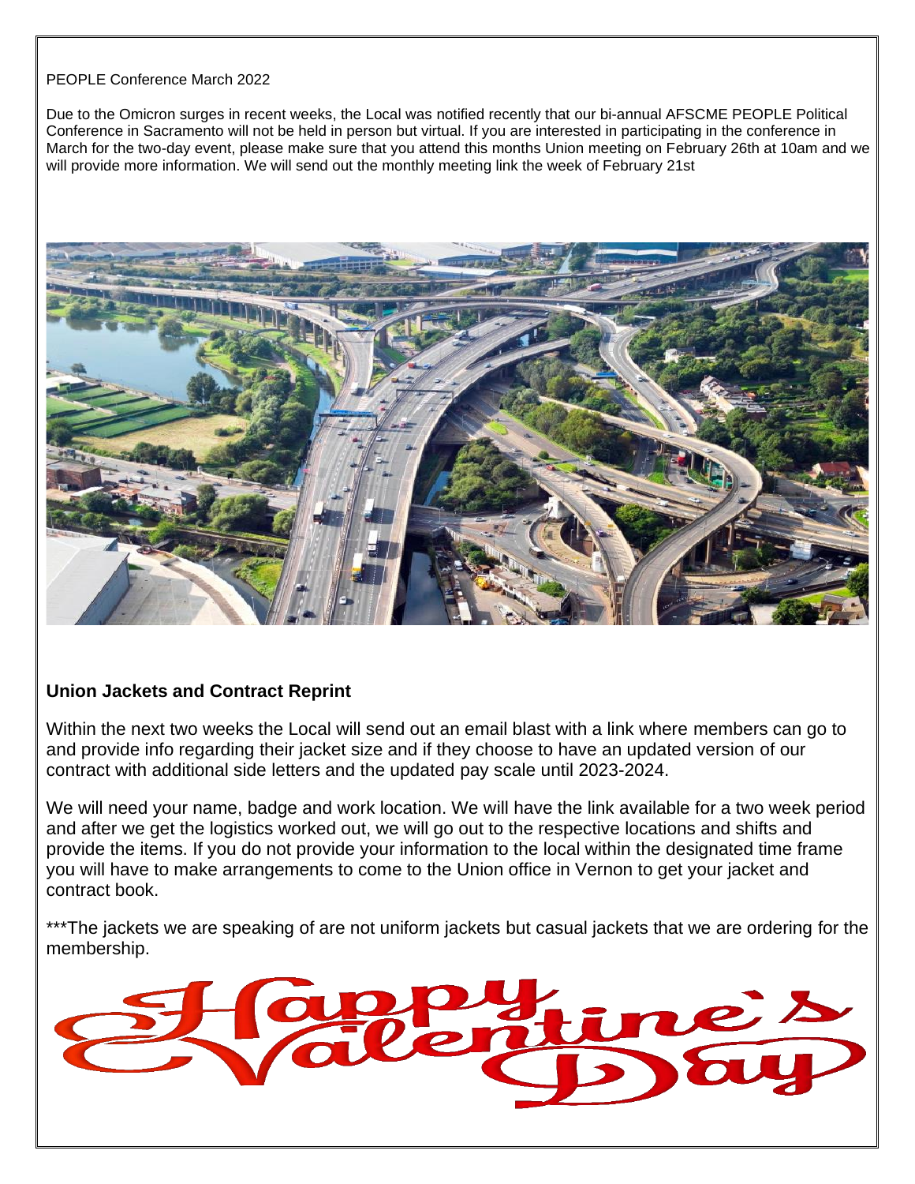PEOPLE Conference March 2022

Due to the Omicron surges in recent weeks, the Local was notified recently that our bi-annual AFSCME PEOPLE Political Conference in Sacramento will not be held in person but virtual. If you are interested in participating in the conference in March for the two-day event, please make sure that you attend this months Union meeting on February 26th at 10am and we will provide more information. We will send out the monthly meeting link the week of February 21st

## Union Jackets and Contract Reprint

Within the next two weeks the Local will send out an email blast with a link where members can go to and provide info regarding their jacket size and if they choose to have an updated version of our contract with additional side letters and the updated pay scale until 2023-2024.

We will need your name, badge and work location. We will have the link available for a two week period and after we get the logistics worked out, we will go out to the respective locations and shifts and provide the items. If you do not provide your information to the local within the designated time frame you will have to make arrangements to come to the Union office in Vernon to get your jacket and contract book.

***The jackets we are speaking of are not uniform jackets but casual jackets that we are ordering for the membership.

Happy Valentine's Day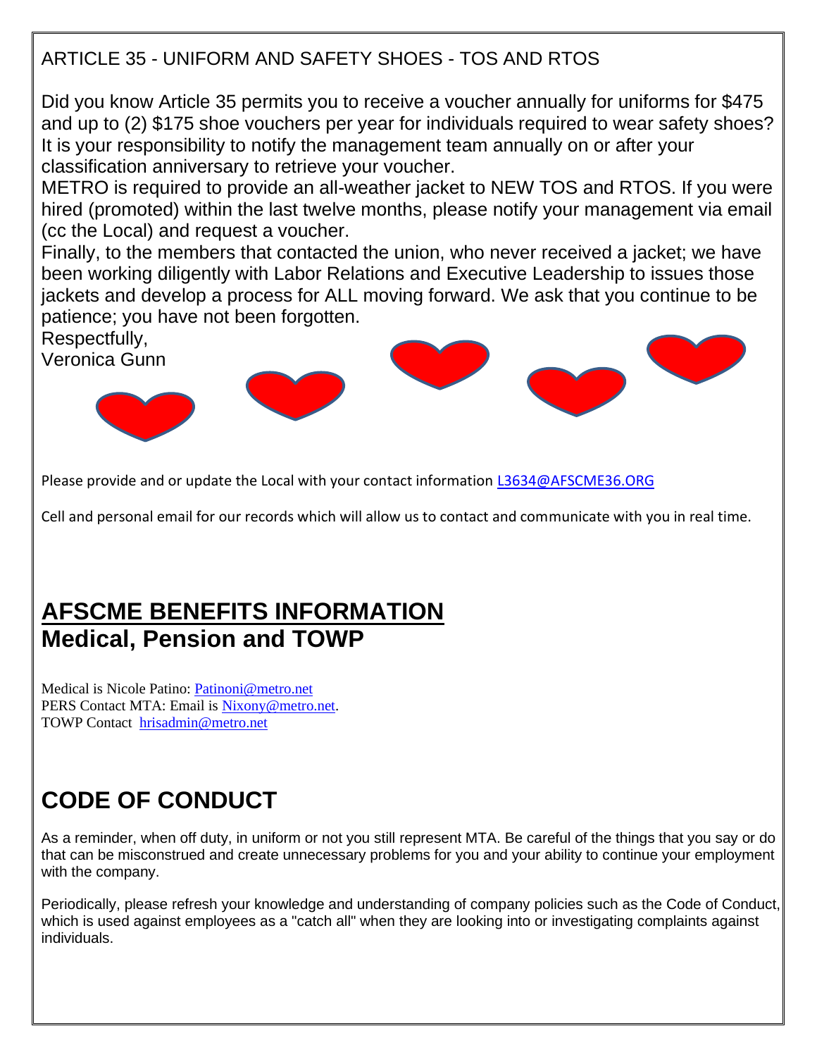ARTICLE 35 - UNIFORM AND SAFETY SHOES - TOS AND RTOS

Did you know Article 35 permits you to receive a voucher annually for uniforms for $475 and up to (2) $175 shoe vouchers per year for individuals required to wear safety shoes? It is your responsibility to notify the management team annually on or after your classification anniversary to retrieve your voucher.

METRO is required to provide an all-weather jacket to NEW TOS and RTOS. If you were hired (promoted) within the last twelve months, please notify your management via email (cc the Local) and request a voucher.

Finally, to the members that contacted the union, who never received a jacket; we have been working diligently with Labor Relations and Executive Leadership to issues those jackets and develop a process for ALL moving forward. We ask that you continue to be patience; you have not been forgotten.

Respectfully,
Veronica Gunn

Please provide and or update the Local with your contact information [L3634@AFSCME36.ORG](mailto:L3634@AFSCME36.ORG)

Cell and personal email for our records which will allow us to contact and communicate with you in real time.

## AFSCME BENEFITS INFORMATION
## Medical, Pension and TOWP

Medical is Nicole Patino: [Patinoni@metro.net](mailto:Patinoni@metro.net)
PERS Contact MTA: Email is [Nixony@metro.net](mailto:Nixony@metro.net).
TOWP Contact [hrisadmin@metro.net](mailto:hrisadmin@metro.net)

# CODE OF CONDUCT

As a reminder, when off duty, in uniform or not you still represent MTA. Be careful of the things that you say or do that can be misconstrued and create unnecessary problems for you and your ability to continue your employment with the company.

Periodically, please refresh your knowledge and understanding of company policies such as the Code of Conduct, which is used against employees as a "catch all" when they are looking into or investigating complaints against individuals.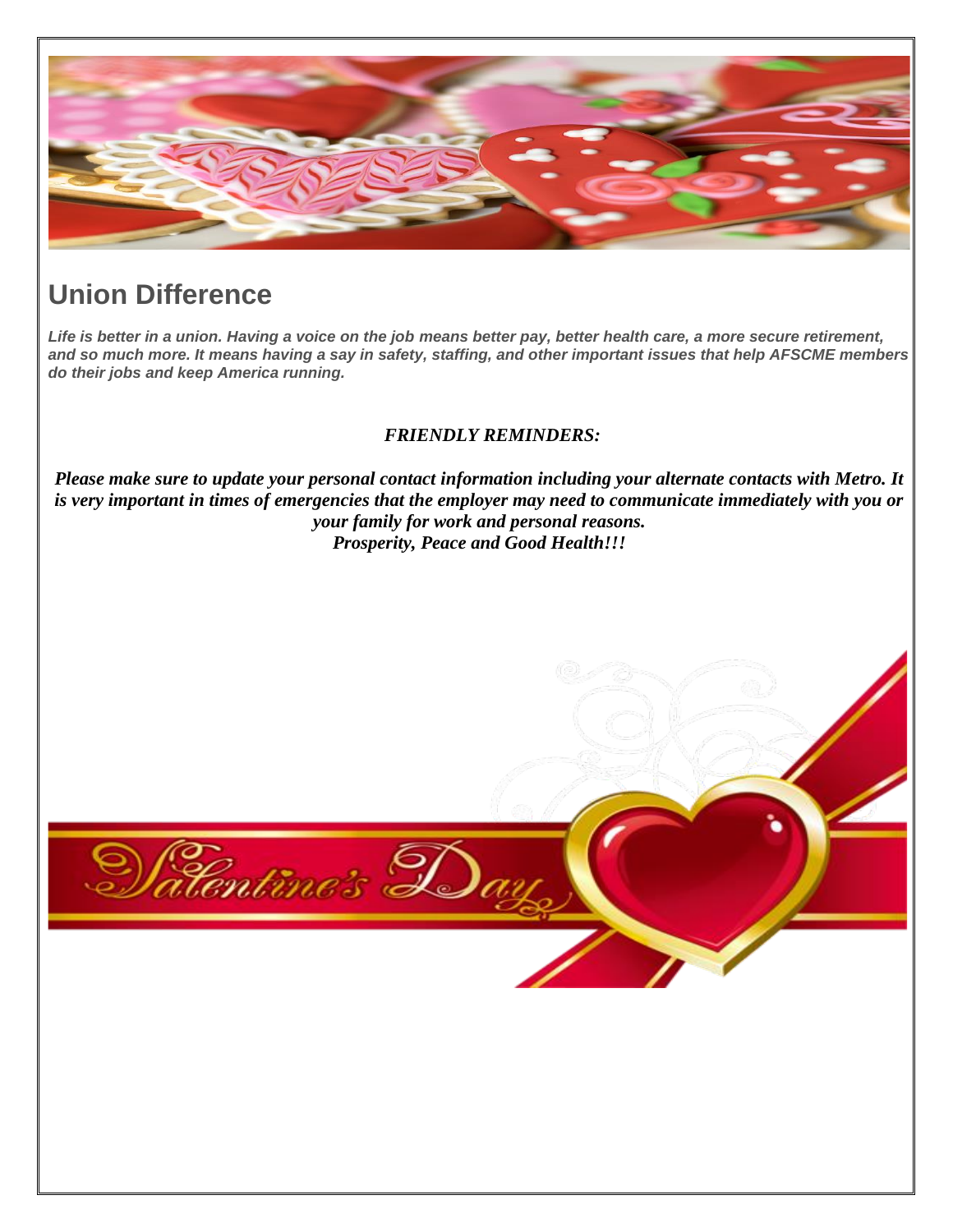## Union Difference

***Life is better in a union. Having a voice on the job means better pay, better health care, a more secure retirement, and so much more. It means having a say in safety, staffing, and other important issues that help AFSCME members do their jobs and keep America running.***

***FRIENDLY REMINDERS:***

***Please make sure to update your personal contact information including your alternate contacts with Metro. It is very important in times of emergencies that the employer may need to communicate immediately with you or your family for work and personal reasons.***
***Prosperity, Peace and Good Health!!!***